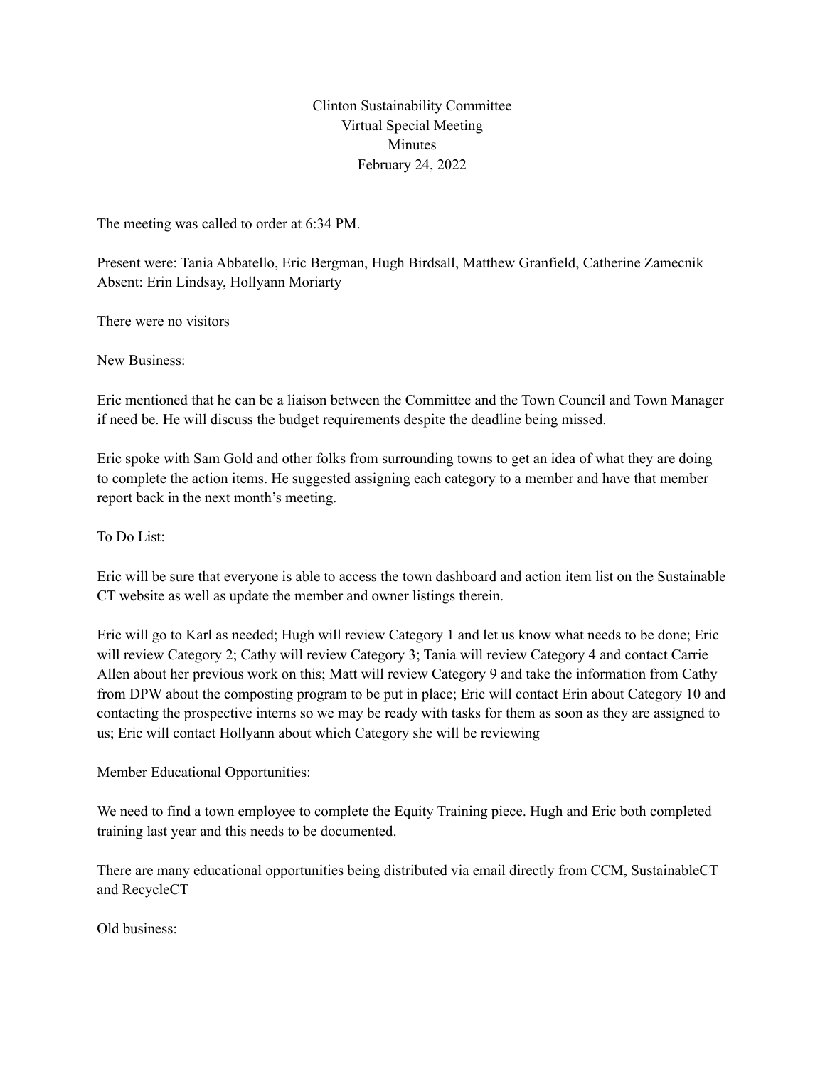Clinton Sustainability Committee
Virtual Special Meeting
Minutes
February 24, 2022

The meeting was called to order at 6:34 PM.

Present were: Tania Abbatello, Eric Bergman, Hugh Birdsall, Matthew Granfield, Catherine Zamecnik
Absent: Erin Lindsay, Hollyann Moriarty

There were no visitors

New Business:

Eric mentioned that he can be a liaison between the Committee and the Town Council and Town Manager if need be. He will discuss the budget requirements despite the deadline being missed.

Eric spoke with Sam Gold and other folks from surrounding towns to get an idea of what they are doing to complete the action items. He suggested assigning each category to a member and have that member report back in the next month's meeting.

To Do List:

Eric will be sure that everyone is able to access the town dashboard and action item list on the Sustainable CT website as well as update the member and owner listings therein.

Eric will go to Karl as needed; Hugh will review Category 1 and let us know what needs to be done; Eric will review Category 2; Cathy will review Category 3; Tania will review Category 4 and contact Carrie Allen about her previous work on this; Matt will review Category 9 and take the information from Cathy from DPW about the composting program to be put in place; Eric will contact Erin about Category 10 and contacting the prospective interns so we may be ready with tasks for them as soon as they are assigned to us; Eric will contact Hollyann about which Category she will be reviewing

Member Educational Opportunities:

We need to find a town employee to complete the Equity Training piece. Hugh and Eric both completed training last year and this needs to be documented.

There are many educational opportunities being distributed via email directly from CCM, SustainableCT and RecycleCT

Old business: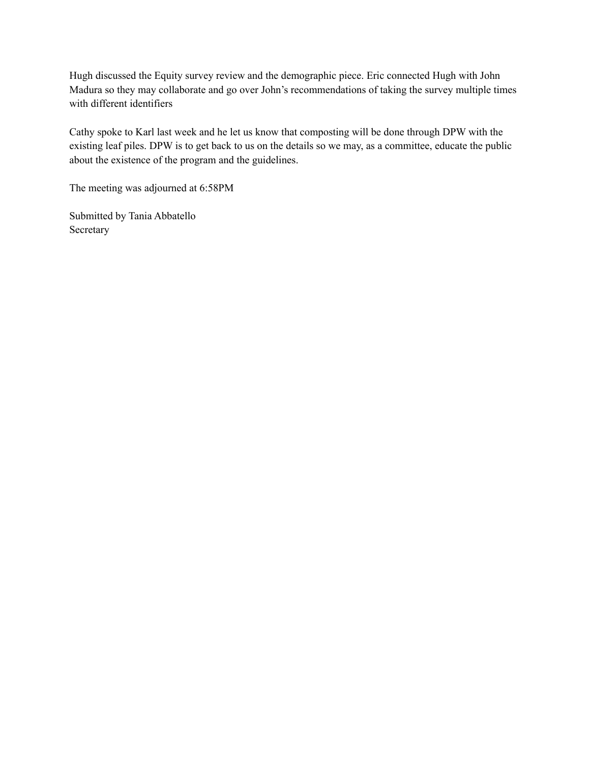Hugh discussed the Equity survey review and the demographic piece. Eric connected Hugh with John Madura so they may collaborate and go over John's recommendations of taking the survey multiple times with different identifiers

Cathy spoke to Karl last week and he let us know that composting will be done through DPW with the existing leaf piles. DPW is to get back to us on the details so we may, as a committee, educate the public about the existence of the program and the guidelines.

The meeting was adjourned at 6:58PM

Submitted by Tania Abbatello
Secretary